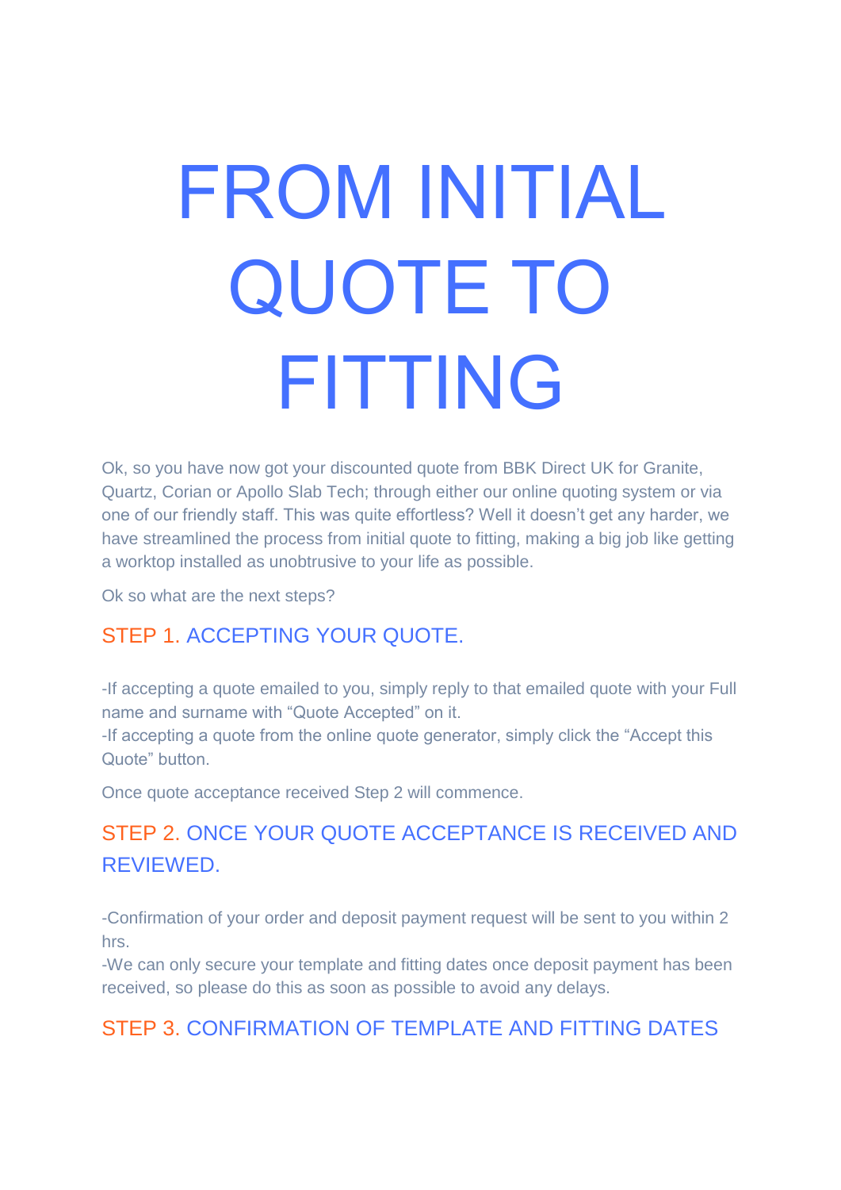# FROM INITIAL QUOTE TO FITTING

Ok, so you have now got your discounted quote from BBK Direct UK for Granite, Quartz, Corian or Apollo Slab Tech; through either our online quoting system or via one of our friendly staff. This was quite effortless? Well it doesn't get any harder, we have streamlined the process from initial quote to fitting, making a big job like getting a worktop installed as unobtrusive to your life as possible.

Ok so what are the next steps?

## STEP 1. ACCEPTING YOUR QUOTE.

-If accepting a quote emailed to you, simply reply to that emailed quote with your Full name and surname with "Quote Accepted" on it.
-If accepting a quote from the online quote generator, simply click the "Accept this Quote" button.

Once quote acceptance received Step 2 will commence.

## STEP 2. ONCE YOUR QUOTE ACCEPTANCE IS RECEIVED AND REVIEWED.

-Confirmation of your order and deposit payment request will be sent to you within 2 hrs.
-We can only secure your template and fitting dates once deposit payment has been received, so please do this as soon as possible to avoid any delays.

## STEP 3. CONFIRMATION OF TEMPLATE AND FITTING DATES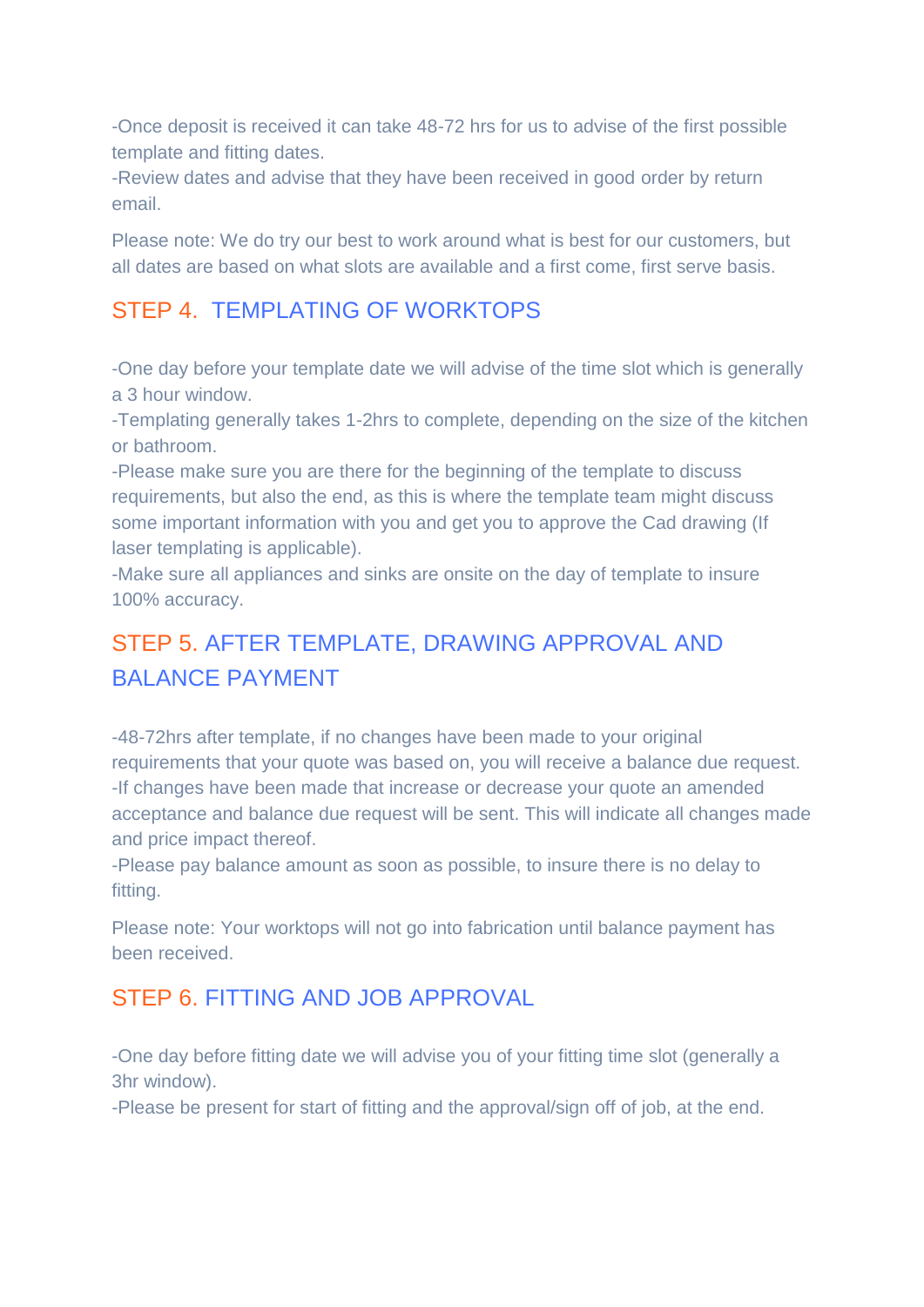-Once deposit is received it can take 48-72 hrs for us to advise of the first possible template and fitting dates.
-Review dates and advise that they have been received in good order by return email.

Please note: We do try our best to work around what is best for our customers, but all dates are based on what slots are available and a first come, first serve basis.

## STEP 4. TEMPLATING OF WORKTOPS

-One day before your template date we will advise of the time slot which is generally a 3 hour window.
-Templating generally takes 1-2hrs to complete, depending on the size of the kitchen or bathroom.
-Please make sure you are there for the beginning of the template to discuss requirements, but also the end, as this is where the template team might discuss some important information with you and get you to approve the Cad drawing (If laser templating is applicable).
-Make sure all appliances and sinks are onsite on the day of template to insure 100% accuracy.

## STEP 5. AFTER TEMPLATE, DRAWING APPROVAL AND BALANCE PAYMENT

-48-72hrs after template, if no changes have been made to your original requirements that your quote was based on, you will receive a balance due request.
-If changes have been made that increase or decrease your quote an amended acceptance and balance due request will be sent. This will indicate all changes made and price impact thereof.
-Please pay balance amount as soon as possible, to insure there is no delay to fitting.

Please note: Your worktops will not go into fabrication until balance payment has been received.

## STEP 6. FITTING AND JOB APPROVAL

-One day before fitting date we will advise you of your fitting time slot (generally a 3hr window).
-Please be present for start of fitting and the approval/sign off of job, at the end.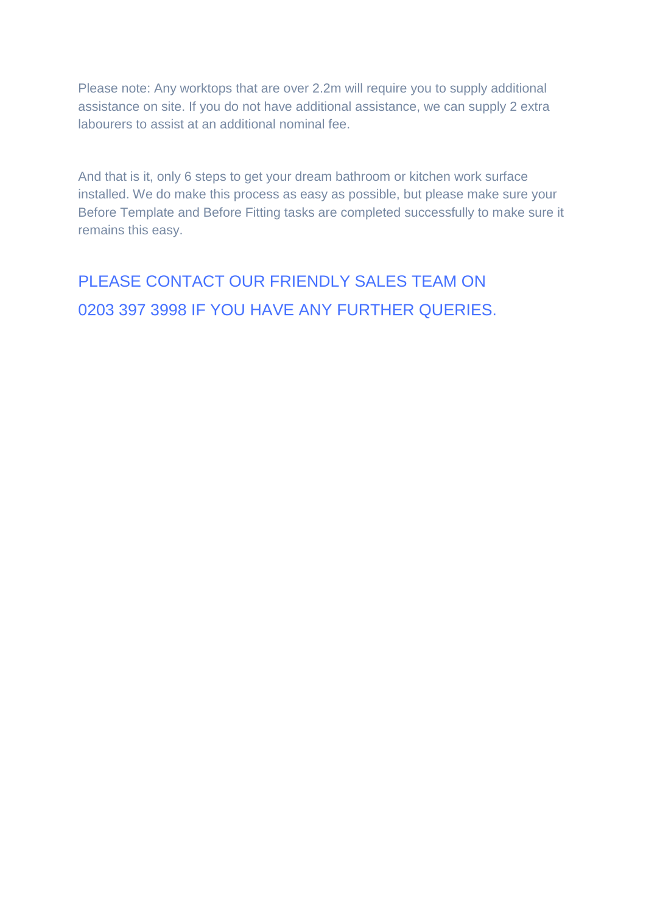Please note: Any worktops that are over 2.2m will require you to supply additional assistance on site. If you do not have additional assistance, we can supply 2 extra labourers to assist at an additional nominal fee.

And that is it, only 6 steps to get your dream bathroom or kitchen work surface installed. We do make this process as easy as possible, but please make sure your Before Template and Before Fitting tasks are completed successfully to make sure it remains this easy.

PLEASE CONTACT OUR FRIENDLY SALES TEAM ON 0203 397 3998 IF YOU HAVE ANY FURTHER QUERIES.